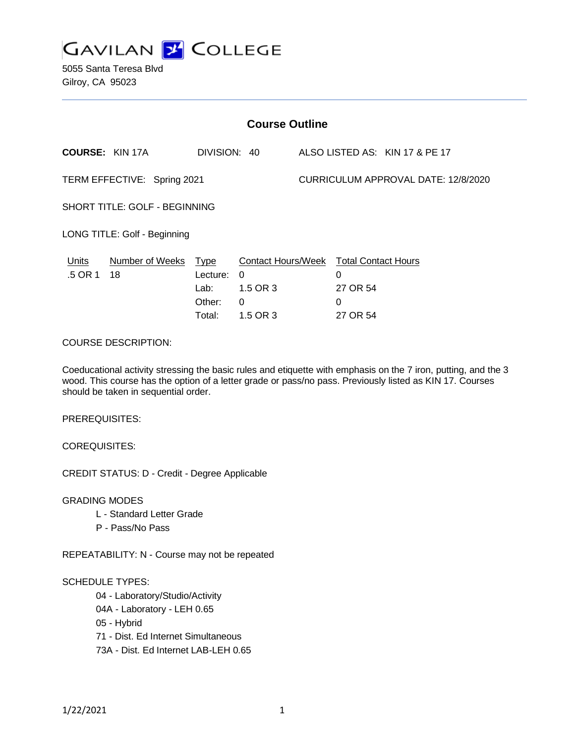# GAVILAN COLLEGE

5055 Santa Teresa Blvd
Gilroy, CA 95023

## Course Outline

**COURSE:** KIN 17A DIVISION: 40 ALSO LISTED AS: KIN 17 & PE 17

TERM EFFECTIVE: Spring 2021 CURRICULUM APPROVAL DATE: 12/8/2020

SHORT TITLE: GOLF - BEGINNING

LONG TITLE: Golf - Beginning

| Units | Number of Weeks | Type | Contact Hours/Week | Total Contact Hours |
|---|---|---|---|---|
| .5 OR 1 | 18 | Lecture: | 0 | 0 |
| | | Lab: | 1.5 OR 3 | 27 OR 54 |
| | | Other: | 0 | 0 |
| | | Total: | 1.5 OR 3 | 27 OR 54 |

COURSE DESCRIPTION:

Coeducational activity stressing the basic rules and etiquette with emphasis on the 7 iron, putting, and the 3 wood. This course has the option of a letter grade or pass/no pass. Previously listed as KIN 17. Courses should be taken in sequential order.

PREREQUISITES:

COREQUISITES:

CREDIT STATUS: D - Credit - Degree Applicable

GRADING MODES

- L - Standard Letter Grade
- P - Pass/No Pass

REPEATABILITY: N - Course may not be repeated

SCHEDULE TYPES:

- 04 - Laboratory/Studio/Activity
- 04A - Laboratory - LEH 0.65
- 05 - Hybrid
- 71 - Dist. Ed Internet Simultaneous
- 73A - Dist. Ed Internet LAB-LEH 0.65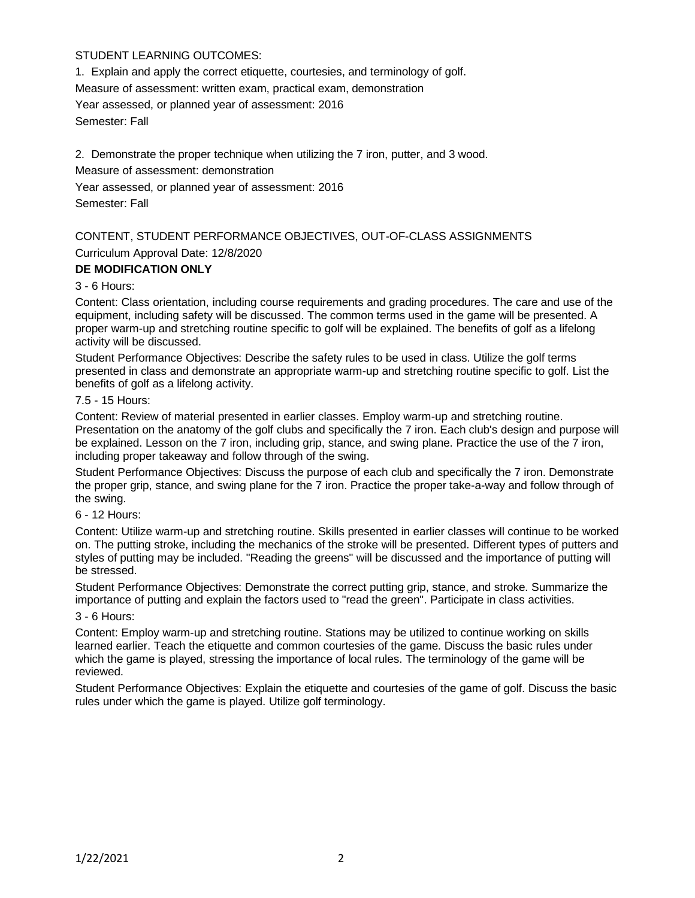STUDENT LEARNING OUTCOMES:

1. Explain and apply the correct etiquette, courtesies, and terminology of golf.
Measure of assessment: written exam, practical exam, demonstration
Year assessed, or planned year of assessment: 2016
Semester: Fall

2. Demonstrate the proper technique when utilizing the 7 iron, putter, and 3 wood.
Measure of assessment: demonstration
Year assessed, or planned year of assessment: 2016
Semester: Fall

CONTENT, STUDENT PERFORMANCE OBJECTIVES, OUT-OF-CLASS ASSIGNMENTS

Curriculum Approval Date: 12/8/2020

**DE MODIFICATION ONLY**

3 - 6 Hours:

Content: Class orientation, including course requirements and grading procedures. The care and use of the equipment, including safety will be discussed. The common terms used in the game will be presented. A proper warm-up and stretching routine specific to golf will be explained. The benefits of golf as a lifelong activity will be discussed.

Student Performance Objectives: Describe the safety rules to be used in class. Utilize the golf terms presented in class and demonstrate an appropriate warm-up and stretching routine specific to golf. List the benefits of golf as a lifelong activity.

7.5 - 15 Hours:

Content: Review of material presented in earlier classes. Employ warm-up and stretching routine. Presentation on the anatomy of the golf clubs and specifically the 7 iron. Each club's design and purpose will be explained. Lesson on the 7 iron, including grip, stance, and swing plane. Practice the use of the 7 iron, including proper takeaway and follow through of the swing.

Student Performance Objectives: Discuss the purpose of each club and specifically the 7 iron. Demonstrate the proper grip, stance, and swing plane for the 7 iron. Practice the proper take-a-way and follow through of the swing.

6 - 12 Hours:

Content: Utilize warm-up and stretching routine. Skills presented in earlier classes will continue to be worked on. The putting stroke, including the mechanics of the stroke will be presented. Different types of putters and styles of putting may be included. "Reading the greens" will be discussed and the importance of putting will be stressed.

Student Performance Objectives: Demonstrate the correct putting grip, stance, and stroke. Summarize the importance of putting and explain the factors used to "read the green". Participate in class activities.

3 - 6 Hours:

Content: Employ warm-up and stretching routine. Stations may be utilized to continue working on skills learned earlier. Teach the etiquette and common courtesies of the game. Discuss the basic rules under which the game is played, stressing the importance of local rules. The terminology of the game will be reviewed.

Student Performance Objectives: Explain the etiquette and courtesies of the game of golf. Discuss the basic rules under which the game is played. Utilize golf terminology.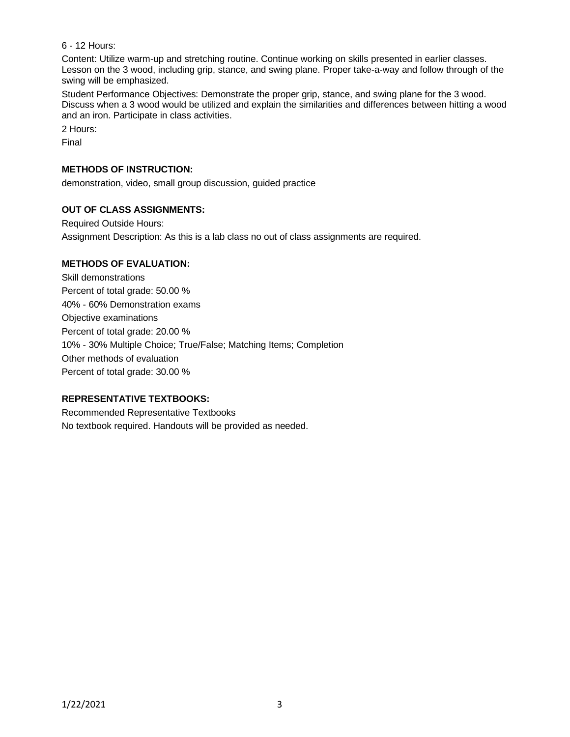6 - 12 Hours:

Content: Utilize warm-up and stretching routine. Continue working on skills presented in earlier classes. Lesson on the 3 wood, including grip, stance, and swing plane. Proper take-a-way and follow through of the swing will be emphasized.

Student Performance Objectives: Demonstrate the proper grip, stance, and swing plane for the 3 wood. Discuss when a 3 wood would be utilized and explain the similarities and differences between hitting a wood and an iron. Participate in class activities.

2 Hours:

Final

**METHODS OF INSTRUCTION:**

demonstration, video, small group discussion, guided practice

**OUT OF CLASS ASSIGNMENTS:**

Required Outside Hours:

Assignment Description: As this is a lab class no out of class assignments are required.

**METHODS OF EVALUATION:**

Skill demonstrations

Percent of total grade: 50.00 %

40% - 60% Demonstration exams

Objective examinations

Percent of total grade: 20.00 %

10% - 30% Multiple Choice; True/False; Matching Items; Completion

Other methods of evaluation

Percent of total grade: 30.00 %

**REPRESENTATIVE TEXTBOOKS:**

Recommended Representative Textbooks

No textbook required. Handouts will be provided as needed.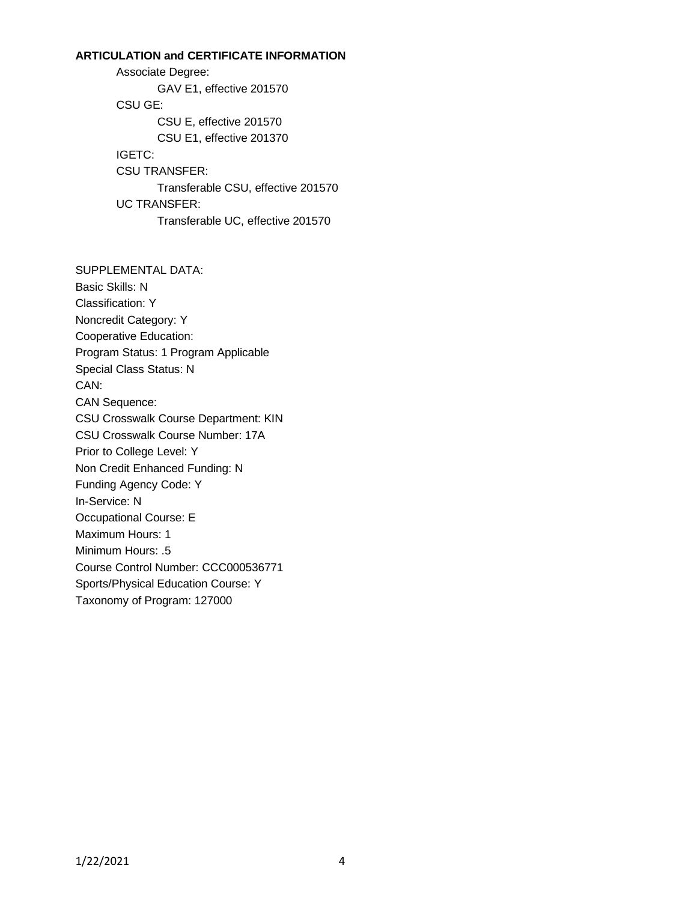**ARTICULATION and CERTIFICATE INFORMATION**

Associate Degree:

GAV E1, effective 201570

CSU GE:

CSU E, effective 201570

CSU E1, effective 201370

IGETC:

CSU TRANSFER:

Transferable CSU, effective 201570

UC TRANSFER:

Transferable UC, effective 201570

SUPPLEMENTAL DATA:

Basic Skills: N

Classification: Y

Noncredit Category: Y

Cooperative Education:

Program Status: 1 Program Applicable

Special Class Status: N

CAN:

CAN Sequence:

CSU Crosswalk Course Department: KIN

CSU Crosswalk Course Number: 17A

Prior to College Level: Y

Non Credit Enhanced Funding: N

Funding Agency Code: Y

In-Service: N

Occupational Course: E

Maximum Hours: 1

Minimum Hours: .5

Course Control Number: CCC000536771

Sports/Physical Education Course: Y

Taxonomy of Program: 127000